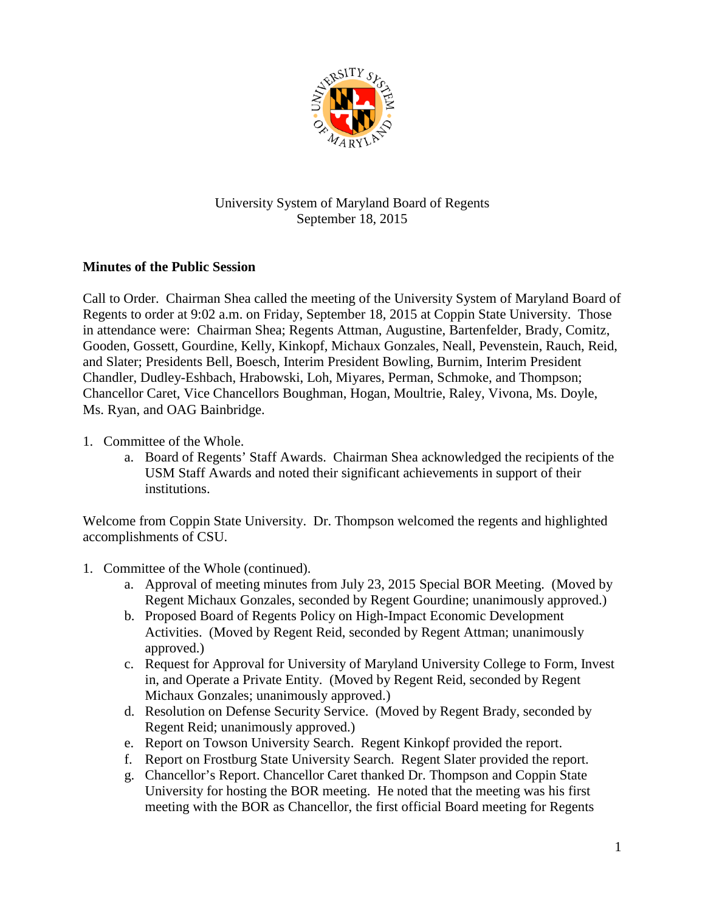University System of Maryland Board of Regents
September 18, 2015

**Minutes of the Public Session**

Call to Order. Chairman Shea called the meeting of the University System of Maryland Board of Regents to order at 9:02 a.m. on Friday, September 18, 2015 at Coppin State University. Those in attendance were: Chairman Shea; Regents Attman, Augustine, Bartenfelder, Brady, Comitz, Gooden, Gossett, Gourdine, Kelly, Kinkopf, Michaux Gonzales, Neall, Pevenstein, Rauch, Reid, and Slater; Presidents Bell, Boesch, Interim President Bowling, Burnim, Interim President Chandler, Dudley-Eshbach, Hrabowski, Loh, Miyares, Perman, Schmoke, and Thompson; Chancellor Caret, Vice Chancellors Boughman, Hogan, Moultrie, Raley, Vivona, Ms. Doyle, Ms. Ryan, and OAG Bainbridge.

1. Committee of the Whole.
   a. Board of Regents' Staff Awards. Chairman Shea acknowledged the recipients of the USM Staff Awards and noted their significant achievements in support of their institutions.

Welcome from Coppin State University. Dr. Thompson welcomed the regents and highlighted accomplishments of CSU.

1. Committee of the Whole (continued).
   a. Approval of meeting minutes from July 23, 2015 Special BOR Meeting. (Moved by Regent Michaux Gonzales, seconded by Regent Gourdine; unanimously approved.)
   b. Proposed Board of Regents Policy on High-Impact Economic Development Activities. (Moved by Regent Reid, seconded by Regent Attman; unanimously approved.)
   c. Request for Approval for University of Maryland University College to Form, Invest in, and Operate a Private Entity. (Moved by Regent Reid, seconded by Regent Michaux Gonzales; unanimously approved.)
   d. Resolution on Defense Security Service. (Moved by Regent Brady, seconded by Regent Reid; unanimously approved.)
   e. Report on Towson University Search. Regent Kinkopf provided the report.
   f. Report on Frostburg State University Search. Regent Slater provided the report.
   g. Chancellor's Report. Chancellor Caret thanked Dr. Thompson and Coppin State University for hosting the BOR meeting. He noted that the meeting was his first meeting with the BOR as Chancellor, the first official Board meeting for Regents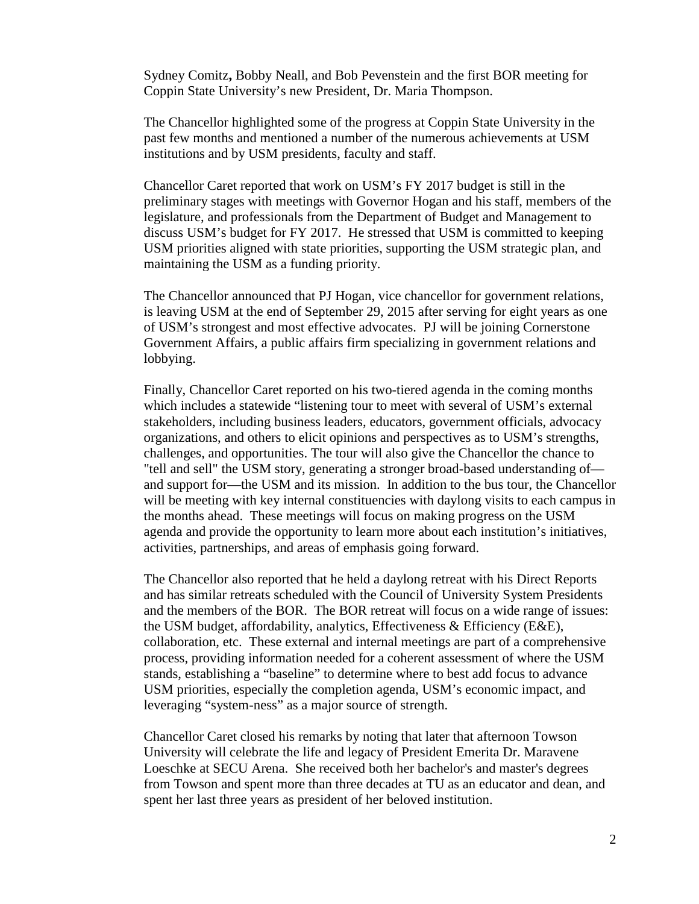Sydney Comitz**,** Bobby Neall, and Bob Pevenstein and the first BOR meeting for Coppin State University's new President, Dr. Maria Thompson.

The Chancellor highlighted some of the progress at Coppin State University in the past few months and mentioned a number of the numerous achievements at USM institutions and by USM presidents, faculty and staff.

Chancellor Caret reported that work on USM's FY 2017 budget is still in the preliminary stages with meetings with Governor Hogan and his staff, members of the legislature, and professionals from the Department of Budget and Management to discuss USM's budget for FY 2017. He stressed that USM is committed to keeping USM priorities aligned with state priorities, supporting the USM strategic plan, and maintaining the USM as a funding priority.

The Chancellor announced that PJ Hogan, vice chancellor for government relations, is leaving USM at the end of September 29, 2015 after serving for eight years as one of USM's strongest and most effective advocates. PJ will be joining Cornerstone Government Affairs, a public affairs firm specializing in government relations and lobbying.

Finally, Chancellor Caret reported on his two-tiered agenda in the coming months which includes a statewide "listening tour to meet with several of USM's external stakeholders, including business leaders, educators, government officials, advocacy organizations, and others to elicit opinions and perspectives as to USM's strengths, challenges, and opportunities. The tour will also give the Chancellor the chance to "tell and sell" the USM story, generating a stronger broad-based understanding of—and support for—the USM and its mission. In addition to the bus tour, the Chancellor will be meeting with key internal constituencies with daylong visits to each campus in the months ahead. These meetings will focus on making progress on the USM agenda and provide the opportunity to learn more about each institution's initiatives, activities, partnerships, and areas of emphasis going forward.

The Chancellor also reported that he held a daylong retreat with his Direct Reports and has similar retreats scheduled with the Council of University System Presidents and the members of the BOR. The BOR retreat will focus on a wide range of issues: the USM budget, affordability, analytics, Effectiveness & Efficiency (E&E), collaboration, etc. These external and internal meetings are part of a comprehensive process, providing information needed for a coherent assessment of where the USM stands, establishing a "baseline" to determine where to best add focus to advance USM priorities, especially the completion agenda, USM's economic impact, and leveraging "system-ness" as a major source of strength.

Chancellor Caret closed his remarks by noting that later that afternoon Towson University will celebrate the life and legacy of President Emerita Dr. Maravene Loeschke at SECU Arena. She received both her bachelor's and master's degrees from Towson and spent more than three decades at TU as an educator and dean, and spent her last three years as president of her beloved institution.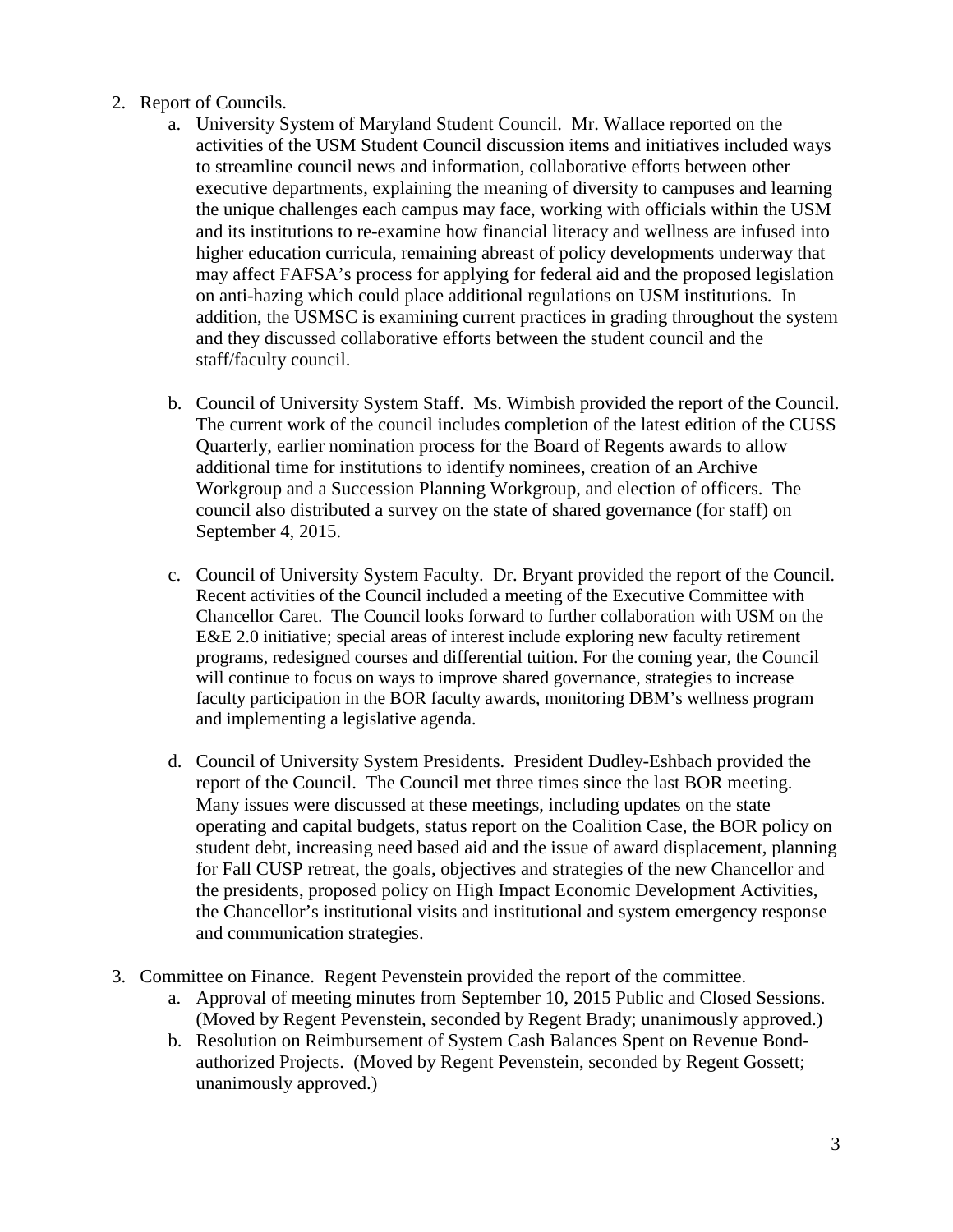2. Report of Councils.
    a. University System of Maryland Student Council. Mr. Wallace reported on the activities of the USM Student Council discussion items and initiatives included ways to streamline council news and information, collaborative efforts between other executive departments, explaining the meaning of diversity to campuses and learning the unique challenges each campus may face, working with officials within the USM and its institutions to re-examine how financial literacy and wellness are infused into higher education curricula, remaining abreast of policy developments underway that may affect FAFSA's process for applying for federal aid and the proposed legislation on anti-hazing which could place additional regulations on USM institutions. In addition, the USMSC is examining current practices in grading throughout the system and they discussed collaborative efforts between the student council and the staff/faculty council.

    b. Council of University System Staff. Ms. Wimbish provided the report of the Council. The current work of the council includes completion of the latest edition of the CUSS Quarterly, earlier nomination process for the Board of Regents awards to allow additional time for institutions to identify nominees, creation of an Archive Workgroup and a Succession Planning Workgroup, and election of officers. The council also distributed a survey on the state of shared governance (for staff) on September 4, 2015.

    c. Council of University System Faculty. Dr. Bryant provided the report of the Council. Recent activities of the Council included a meeting of the Executive Committee with Chancellor Caret. The Council looks forward to further collaboration with USM on the E&E 2.0 initiative; special areas of interest include exploring new faculty retirement programs, redesigned courses and differential tuition. For the coming year, the Council will continue to focus on ways to improve shared governance, strategies to increase faculty participation in the BOR faculty awards, monitoring DBM's wellness program and implementing a legislative agenda.

    d. Council of University System Presidents. President Dudley-Eshbach provided the report of the Council. The Council met three times since the last BOR meeting. Many issues were discussed at these meetings, including updates on the state operating and capital budgets, status report on the Coalition Case, the BOR policy on student debt, increasing need based aid and the issue of award displacement, planning for Fall CUSP retreat, the goals, objectives and strategies of the new Chancellor and the presidents, proposed policy on High Impact Economic Development Activities, the Chancellor's institutional visits and institutional and system emergency response and communication strategies.

3. Committee on Finance. Regent Pevenstein provided the report of the committee.
    a. Approval of meeting minutes from September 10, 2015 Public and Closed Sessions. (Moved by Regent Pevenstein, seconded by Regent Brady; unanimously approved.)
    b. Resolution on Reimbursement of System Cash Balances Spent on Revenue Bond-authorized Projects. (Moved by Regent Pevenstein, seconded by Regent Gossett; unanimously approved.)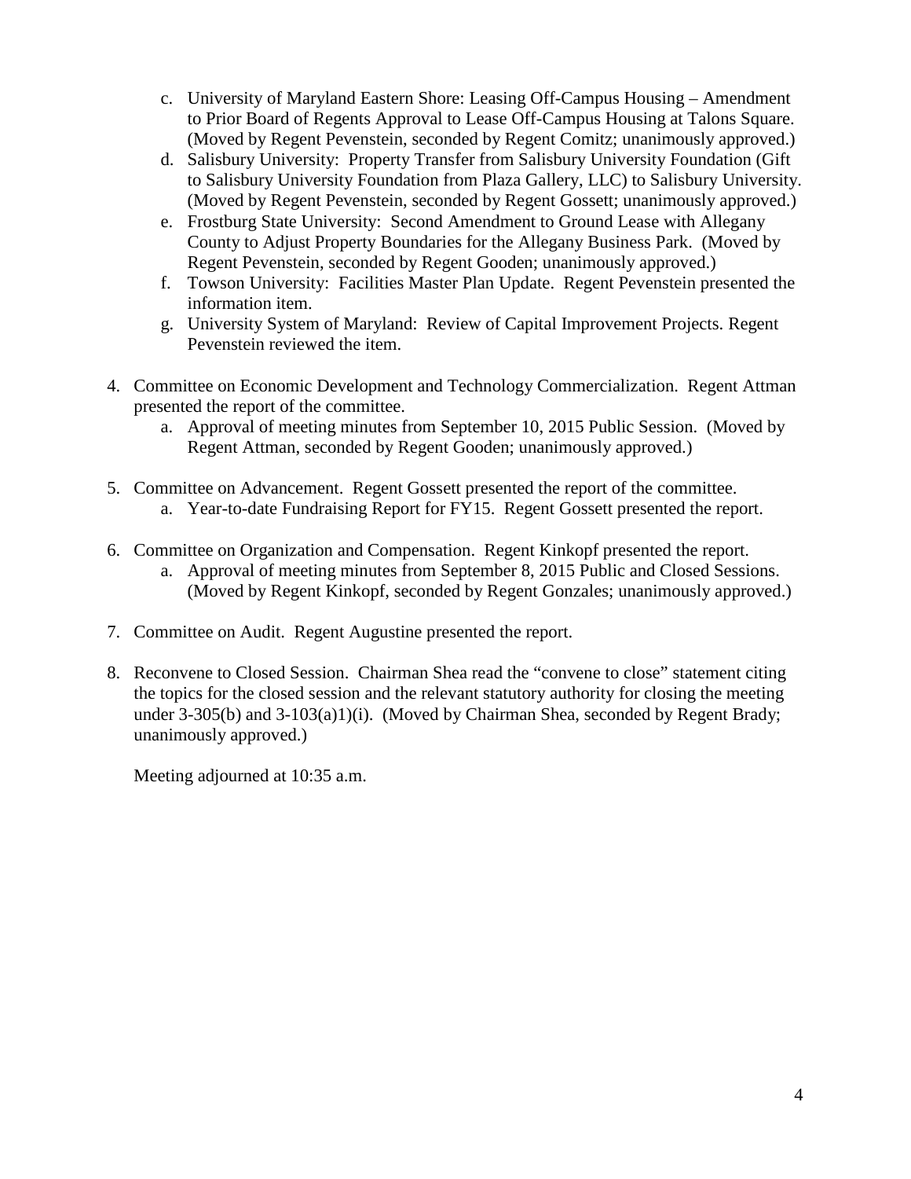c. University of Maryland Eastern Shore: Leasing Off-Campus Housing – Amendment to Prior Board of Regents Approval to Lease Off-Campus Housing at Talons Square. (Moved by Regent Pevenstein, seconded by Regent Comitz; unanimously approved.)
   d. Salisbury University: Property Transfer from Salisbury University Foundation (Gift to Salisbury University Foundation from Plaza Gallery, LLC) to Salisbury University. (Moved by Regent Pevenstein, seconded by Regent Gossett; unanimously approved.)
   e. Frostburg State University: Second Amendment to Ground Lease with Allegany County to Adjust Property Boundaries for the Allegany Business Park. (Moved by Regent Pevenstein, seconded by Regent Gooden; unanimously approved.)
   f. Towson University: Facilities Master Plan Update. Regent Pevenstein presented the information item.
   g. University System of Maryland: Review of Capital Improvement Projects. Regent Pevenstein reviewed the item.

4. Committee on Economic Development and Technology Commercialization. Regent Attman presented the report of the committee.
   a. Approval of meeting minutes from September 10, 2015 Public Session. (Moved by Regent Attman, seconded by Regent Gooden; unanimously approved.)

5. Committee on Advancement. Regent Gossett presented the report of the committee.
   a. Year-to-date Fundraising Report for FY15. Regent Gossett presented the report.

6. Committee on Organization and Compensation. Regent Kinkopf presented the report.
   a. Approval of meeting minutes from September 8, 2015 Public and Closed Sessions. (Moved by Regent Kinkopf, seconded by Regent Gonzales; unanimously approved.)

7. Committee on Audit. Regent Augustine presented the report.

8. Reconvene to Closed Session. Chairman Shea read the "convene to close" statement citing the topics for the closed session and the relevant statutory authority for closing the meeting under 3-305(b) and 3-103(a)1)(i). (Moved by Chairman Shea, seconded by Regent Brady; unanimously approved.)

   Meeting adjourned at 10:35 a.m.